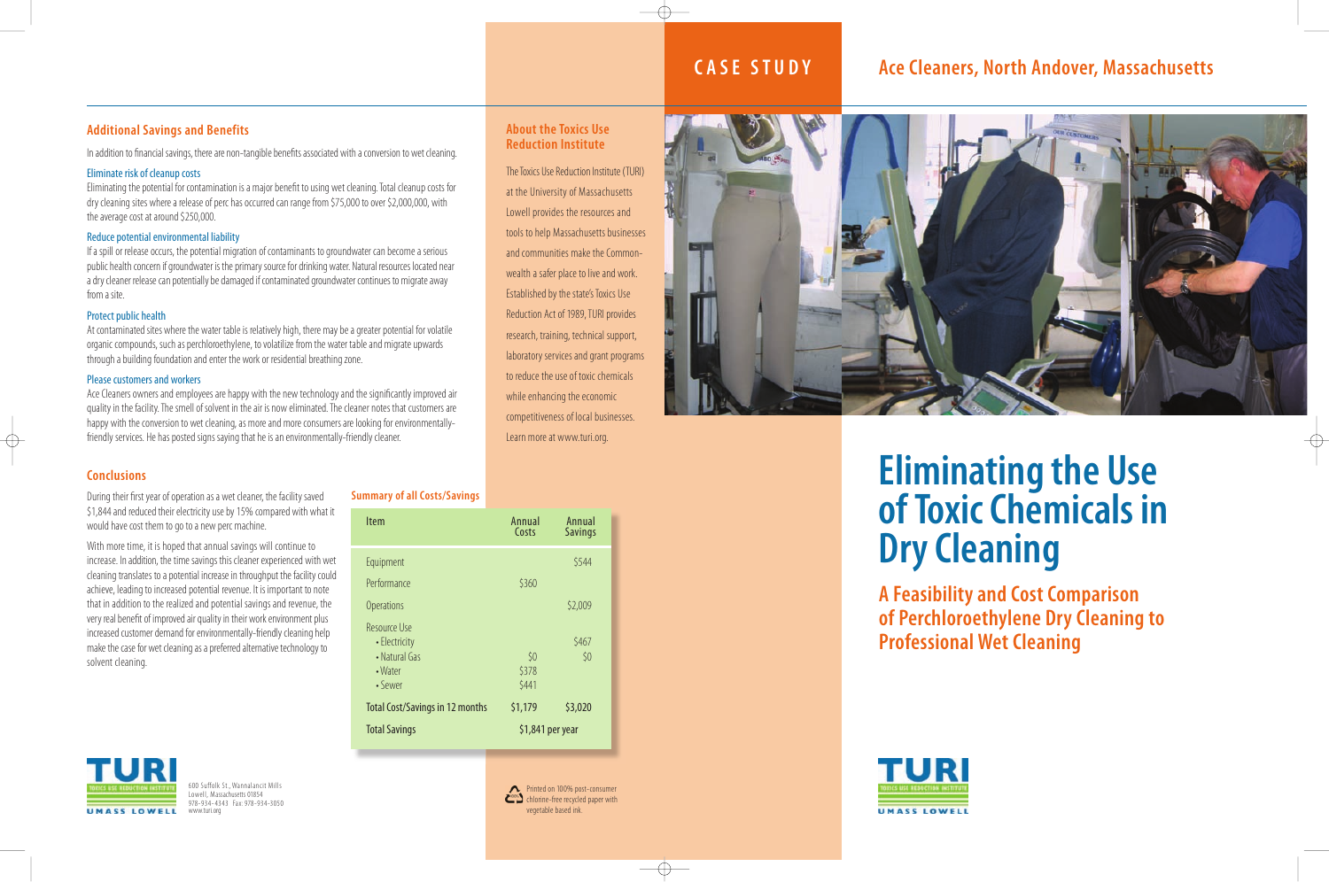# Eliminating the Use of Toxic Chemicals in Dry Cleaning

## A Feasibility and Cost Comparison of Perchloroethylene Dry Cleaning to Professional Wet Cleaning

CASE STUDY

Ace Cleaners, North Andover, Massachusetts

## Additional Savings and Benefits

In addition to financial savings, there are non-tangible benefits associated with a conversion to wet cleaning.

### Eliminate risk of cleanup costs

Eliminating the potential for contamination is a major benefit to using wet cleaning. Total cleanup costs for dry cleaning sites where a release of perc has occurred can range from $75,000 to over $2,000,000, with the average cost at around $250,000.

### Reduce potential environmental liability

If a spill or release occurs, the potential migration of contaminants to groundwater can become a serious public health concern if groundwater is the primary source for drinking water. Natural resources located near a dry cleaner release can potentially be damaged if contaminated groundwater continues to migrate away from a site.

### Protect public health

At contaminated sites where the water table is relatively high, there may be a greater potential for volatile organic compounds, such as perchloroethylene, to volatilize from the water table and migrate upwards through a building foundation and enter the work or residential breathing zone.

### Please customers and workers

Ace Cleaners owners and employees are happy with the new technology and the significantly improved air quality in the facility. The smell of solvent in the air is now eliminated. The cleaner notes that customers are happy with the conversion to wet cleaning, as more and more consumers are looking for environmentally-friendly services. He has posted signs saying that he is an environmentally-friendly cleaner.

## Conclusions

During their first year of operation as a wet cleaner, the facility saved $1,844 and reduced their electricity use by 15% compared with what it would have cost them to go to a new perc machine.

With more time, it is hoped that annual savings will continue to increase. In addition, the time savings this cleaner experienced with wet cleaning translates to a potential increase in throughput the facility could achieve, leading to increased potential revenue. It is important to note that in addition to the realized and potential savings and revenue, the very real benefit of improved air quality in their work environment plus increased customer demand for environmentally-friendly cleaning help make the case for wet cleaning as a preferred alternative technology to solvent cleaning.

### Summary of all Costs/Savings

| Item | Annual Costs | Annual Savings |
|---|---|---|
| Equipment | | $544 |
| Performance | $360 | |
| Operations | | $2,009 |
| Resource Use | | |
| • Electricity | | $467 |
| • Natural Gas | $0 | $0 |
| • Water | $378 | |
| • Sewer | $441 | |
| Total Cost/Savings in 12 months | $1,179 | $3,020 |
| Total Savings | $1,841 per year | |

## About the Toxics Use Reduction Institute

The Toxics Use Reduction Institute (TURI) at the University of Massachusetts Lowell provides the resources and tools to help Massachusetts businesses and communities make the Commonwealth a safer place to live and work. Established by the state's Toxics Use Reduction Act of 1989, TURI provides research, training, technical support, laboratory services and grant programs to reduce the use of toxic chemicals while enhancing the economic competitiveness of local businesses. Learn more at www.turi.org.

TURI
TOXICS USE REDUCTION INSTITUTE
UMASS LOWELL

600 Suffolk St., Wannalancit Mills
Lowell, Massachusetts 01854
978-934-4343 Fax: 978-934-3050
www.turi.org

Printed on 100% post-consumer chlorine-free recycled paper with vegetable based ink.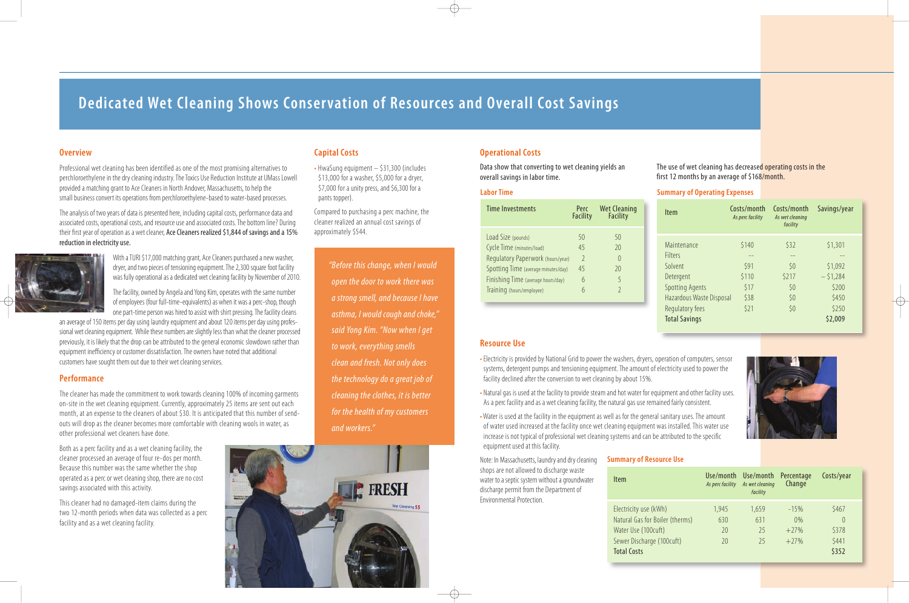# Dedicated Wet Cleaning Shows Conservation of Resources and Overall Cost Savings

## Overview

Professional wet cleaning has been identified as one of the most promising alternatives to perchloroethylene in the dry cleaning industry. The Toxics Use Reduction Institute at UMass Lowell provided a matching grant to Ace Cleaners in North Andover, Massachusetts, to help the small business convert its operations from perchloroethylene-based to water-based processes.

The analysis of two years of data is presented here, including capital costs, performance data and associated costs, operational costs, and resource use and associated costs. The bottom line? During their first year of operation as a wet cleaner, **Ace Cleaners realized $1,844 of savings and a 15% reduction in electricity use.**

With a TURI $17,000 matching grant, Ace Cleaners purchased a new washer, dryer, and two pieces of tensioning equipment. The 2,300 square foot facility was fully operational as a dedicated wet cleaning facility by November of 2010.

The facility, owned by Angela and Yong Kim, operates with the same number of employees (four full-time-equivalents) as when it was a perc-shop, though one part-time person was hired to assist with shirt pressing. The facility cleans an average of 150 items per day using laundry equipment and about 120 items per day using professional wet cleaning equipment. While these numbers are slightly less than what the cleaner processed previously, it is likely that the drop can be attributed to the general economic slowdown rather than equipment inefficiency or customer dissatisfaction. The owners have noted that additional customers have sought them out due to their wet cleaning services.

## Performance

The cleaner has made the commitment to work towards cleaning 100% of incoming garments on-site in the wet cleaning equipment. Currently, approximately 25 items are sent out each month, at an expense to the cleaners of about $30. It is anticipated that this number of send-outs will drop as the cleaner becomes more comfortable with cleaning wools in water, as other professional wet cleaners have done.

Both as a perc facility and as a wet cleaning facility, the cleaner processed an average of four re-dos per month. Because this number was the same whether the shop operated as a perc or wet cleaning shop, there are no cost savings associated with this activity.

This cleaner had no damaged-item claims during the two 12-month periods when data was collected as a perc facility and as a wet cleaning facility.

## Capital Costs

- HwaSung equipment – $31,300 (includes $13,000 for a washer, $5,000 for a dryer, $7,000 for a unity press, and $6,300 for a pants topper).

Compared to purchasing a perc machine, the cleaner realized an annual cost savings of approximately $544.

*"Before this change, when I would open the door to work there was a strong smell, and because I have asthma, I would cough and choke," said Yong Kim. "Now when I get to work, everything smells clean and fresh. Not only does the technology do a great job of cleaning the clothes, it is better for the health of my customers and workers."*

## Operational Costs

Data show that converting to wet cleaning yields an overall savings in labor time.

### Labor Time

| Time Investments | Perc Facility | Wet Cleaning Facility |
|---|---|---|
| Load Size (pounds) | 50 | 50 |
| Cycle Time (minutes/load) | 45 | 20 |
| Regulatory Paperwork (hours/year) | 2 | 0 |
| Spotting Time (average minutes/day) | 45 | 20 |
| Finishing Time (average hours/day) | 6 | 5 |
| Training (hours/employee) | 6 | 2 |

The use of wet cleaning has decreased operating costs in the first 12 months by an average of $168/month.

### Summary of Operating Expenses

| Item | Costs/month *As perc facility* | Costs/month *As wet cleaning facility* | Savings/year |
|---|---|---|---|
| Maintenance | $140 | $32 | $1,301 |
| Filters | -- | -- | -- |
| Solvent | $91 | $0 | $1,092 |
| Detergent | $110 | $217 | – $1,284 |
| Spotting Agents | $17 | $0 | $200 |
| Hazardous Waste Disposal | $38 | $0 | $450 |
| Regulatory fees | $21 | $0 | $250 |
| Total Savings | | | $2,009 |

## Resource Use

- Electricity is provided by National Grid to power the washers, dryers, operation of computers, sensor systems, detergent pumps and tensioning equipment. The amount of electricity used to power the facility declined after the conversion to wet cleaning by about 15%.
- Natural gas is used at the facility to provide steam and hot water for equipment and other facility uses. As a perc facility and as a wet cleaning facility, the natural gas use remained fairly consistent.
- Water is used at the facility in the equipment as well as for the general sanitary uses. The amount of water used increased at the facility once wet cleaning equipment was installed. This water use increase is not typical of professional wet cleaning systems and can be attributed to the specific equipment used at this facility.

Note: In Massachusetts, laundry and dry cleaning shops are not allowed to discharge waste water to a septic system without a groundwater discharge permit from the Department of Environmental Protection.

### Summary of Resource Use

| Item | Use/month *As perc facility* | Use/month *As wet cleaning facility* | Percentage Change | Costs/year |
|---|---|---|---|---|
| Electricity use (kWh) | 1,945 | 1,659 | -15% | $467 |
| Natural Gas for Boiler (therms) | 630 | 631 | 0% | 0 |
| Water Use (100cuft) | 20 | 25 | +27% | $378 |
| Sewer Discharge (100cuft) | 20 | 25 | +27% | $441 |
| Total Costs | | | | $352 |